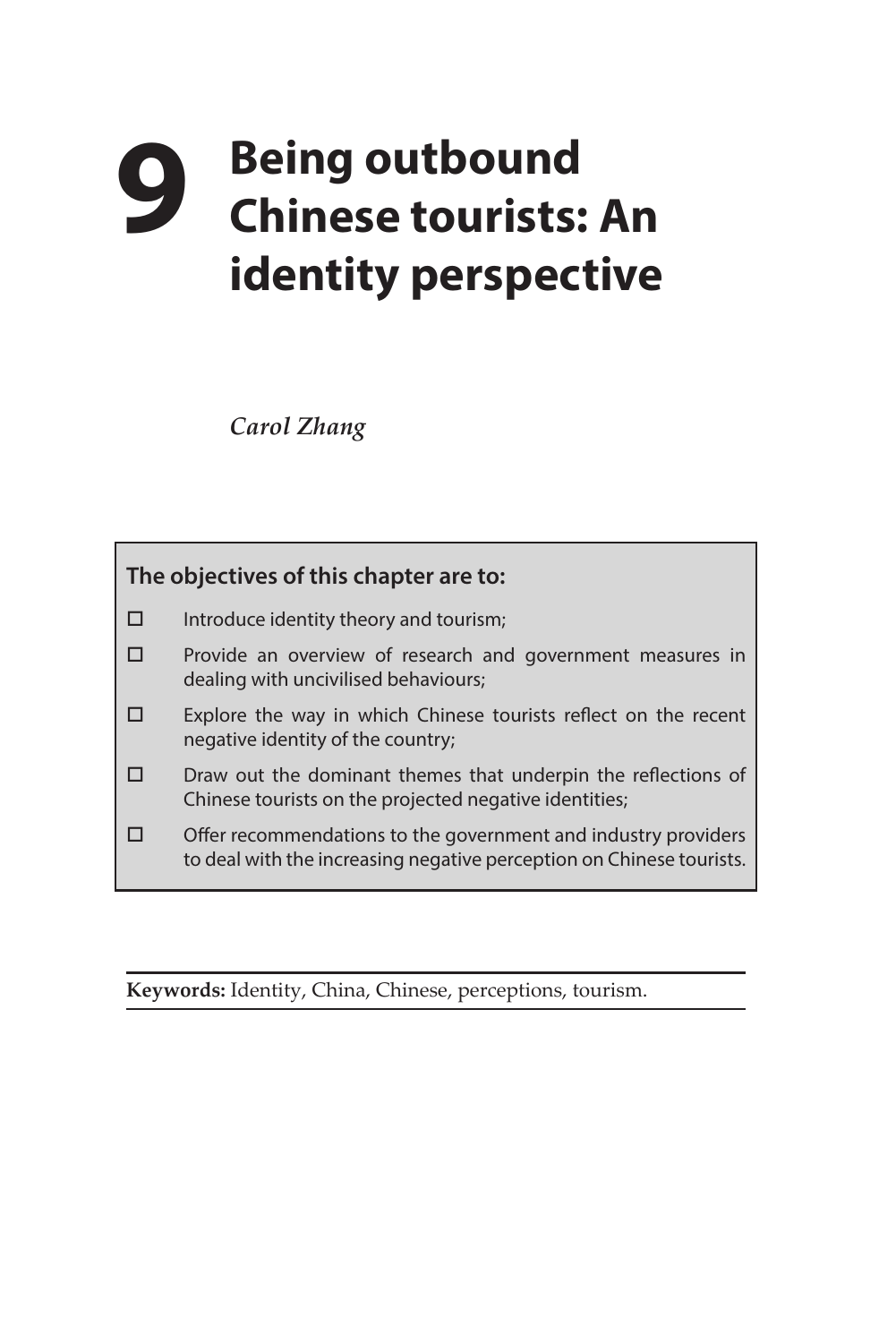# 9 Being outbound Chinese tourists: An identity perspective

*Carol Zhang*

**The objectives of this chapter are to:**

- ☐ Introduce identity theory and tourism;
- ☐ Provide an overview of research and government measures in dealing with uncivilised behaviours;
- ☐ Explore the way in which Chinese tourists reflect on the recent negative identity of the country;
- ☐ Draw out the dominant themes that underpin the reflections of Chinese tourists on the projected negative identities;
- ☐ Offer recommendations to the government and industry providers to deal with the increasing negative perception on Chinese tourists.

**Keywords:** Identity, China, Chinese, perceptions, tourism.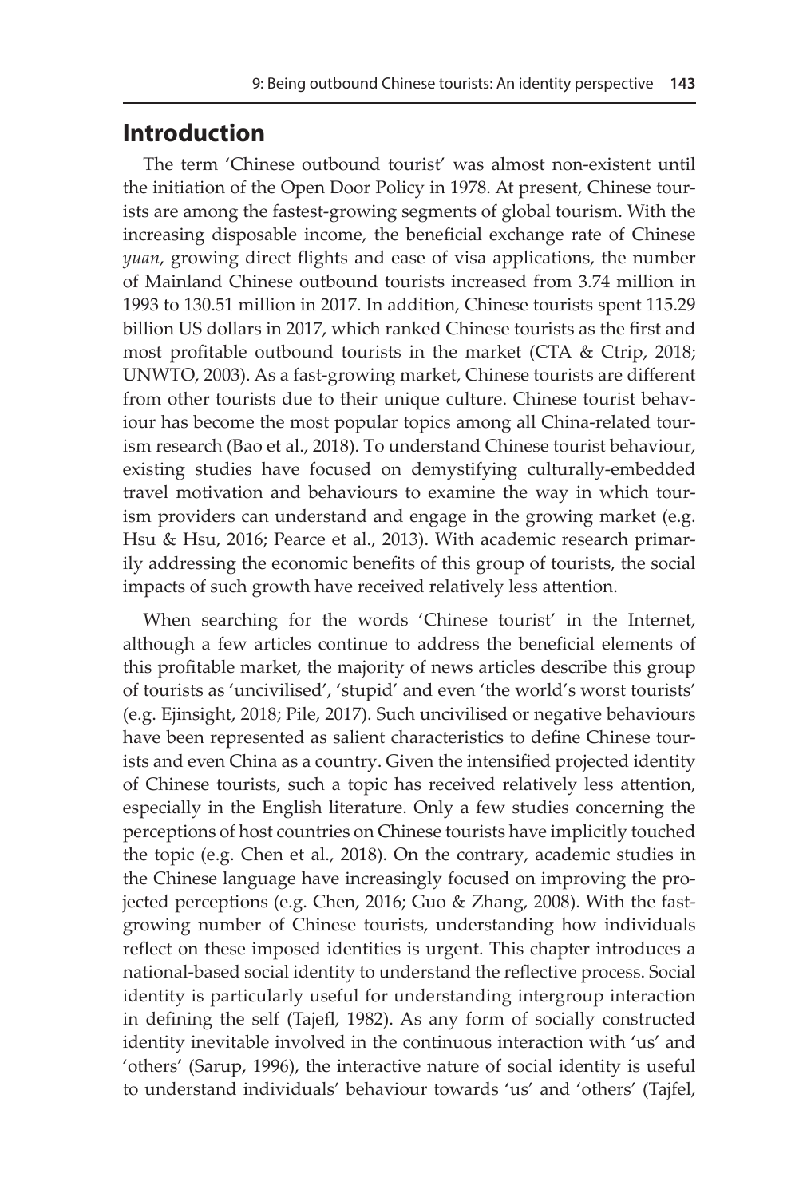## Introduction

The term 'Chinese outbound tourist' was almost non-existent until the initiation of the Open Door Policy in 1978. At present, Chinese tourists are among the fastest-growing segments of global tourism. With the increasing disposable income, the beneficial exchange rate of Chinese *yuan*, growing direct flights and ease of visa applications, the number of Mainland Chinese outbound tourists increased from 3.74 million in 1993 to 130.51 million in 2017. In addition, Chinese tourists spent 115.29 billion US dollars in 2017, which ranked Chinese tourists as the first and most profitable outbound tourists in the market (CTA & Ctrip, 2018; UNWTO, 2003). As a fast-growing market, Chinese tourists are different from other tourists due to their unique culture. Chinese tourist behaviour has become the most popular topics among all China-related tourism research (Bao et al., 2018). To understand Chinese tourist behaviour, existing studies have focused on demystifying culturally-embedded travel motivation and behaviours to examine the way in which tourism providers can understand and engage in the growing market (e.g. Hsu & Hsu, 2016; Pearce et al., 2013). With academic research primarily addressing the economic benefits of this group of tourists, the social impacts of such growth have received relatively less attention.

When searching for the words 'Chinese tourist' in the Internet, although a few articles continue to address the beneficial elements of this profitable market, the majority of news articles describe this group of tourists as 'uncivilised', 'stupid' and even 'the world's worst tourists' (e.g. Ejinsight, 2018; Pile, 2017). Such uncivilised or negative behaviours have been represented as salient characteristics to define Chinese tourists and even China as a country. Given the intensified projected identity of Chinese tourists, such a topic has received relatively less attention, especially in the English literature. Only a few studies concerning the perceptions of host countries on Chinese tourists have implicitly touched the topic (e.g. Chen et al., 2018). On the contrary, academic studies in the Chinese language have increasingly focused on improving the projected perceptions (e.g. Chen, 2016; Guo & Zhang, 2008). With the fast-growing number of Chinese tourists, understanding how individuals reflect on these imposed identities is urgent. This chapter introduces a national-based social identity to understand the reflective process. Social identity is particularly useful for understanding intergroup interaction in defining the self (Tajefl, 1982). As any form of socially constructed identity inevitable involved in the continuous interaction with 'us' and 'others' (Sarup, 1996), the interactive nature of social identity is useful to understand individuals' behaviour towards 'us' and 'others' (Tajfel,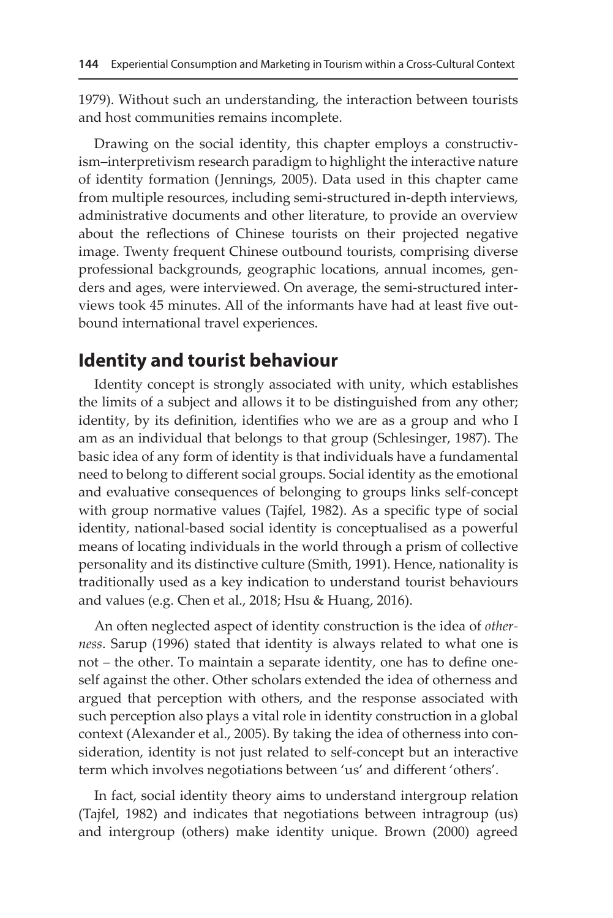1979). Without such an understanding, the interaction between tourists and host communities remains incomplete.

Drawing on the social identity, this chapter employs a constructivism–interpretivism research paradigm to highlight the interactive nature of identity formation (Jennings, 2005). Data used in this chapter came from multiple resources, including semi-structured in-depth interviews, administrative documents and other literature, to provide an overview about the reflections of Chinese tourists on their projected negative image. Twenty frequent Chinese outbound tourists, comprising diverse professional backgrounds, geographic locations, annual incomes, genders and ages, were interviewed. On average, the semi-structured interviews took 45 minutes. All of the informants have had at least five outbound international travel experiences.

## Identity and tourist behaviour

Identity concept is strongly associated with unity, which establishes the limits of a subject and allows it to be distinguished from any other; identity, by its definition, identifies who we are as a group and who I am as an individual that belongs to that group (Schlesinger, 1987). The basic idea of any form of identity is that individuals have a fundamental need to belong to different social groups. Social identity as the emotional and evaluative consequences of belonging to groups links self-concept with group normative values (Tajfel, 1982). As a specific type of social identity, national-based social identity is conceptualised as a powerful means of locating individuals in the world through a prism of collective personality and its distinctive culture (Smith, 1991). Hence, nationality is traditionally used as a key indication to understand tourist behaviours and values (e.g. Chen et al., 2018; Hsu & Huang, 2016).

An often neglected aspect of identity construction is the idea of *otherness*. Sarup (1996) stated that identity is always related to what one is not – the other. To maintain a separate identity, one has to define oneself against the other. Other scholars extended the idea of otherness and argued that perception with others, and the response associated with such perception also plays a vital role in identity construction in a global context (Alexander et al., 2005). By taking the idea of otherness into consideration, identity is not just related to self-concept but an interactive term which involves negotiations between 'us' and different 'others'.

In fact, social identity theory aims to understand intergroup relation (Tajfel, 1982) and indicates that negotiations between intragroup (us) and intergroup (others) make identity unique. Brown (2000) agreed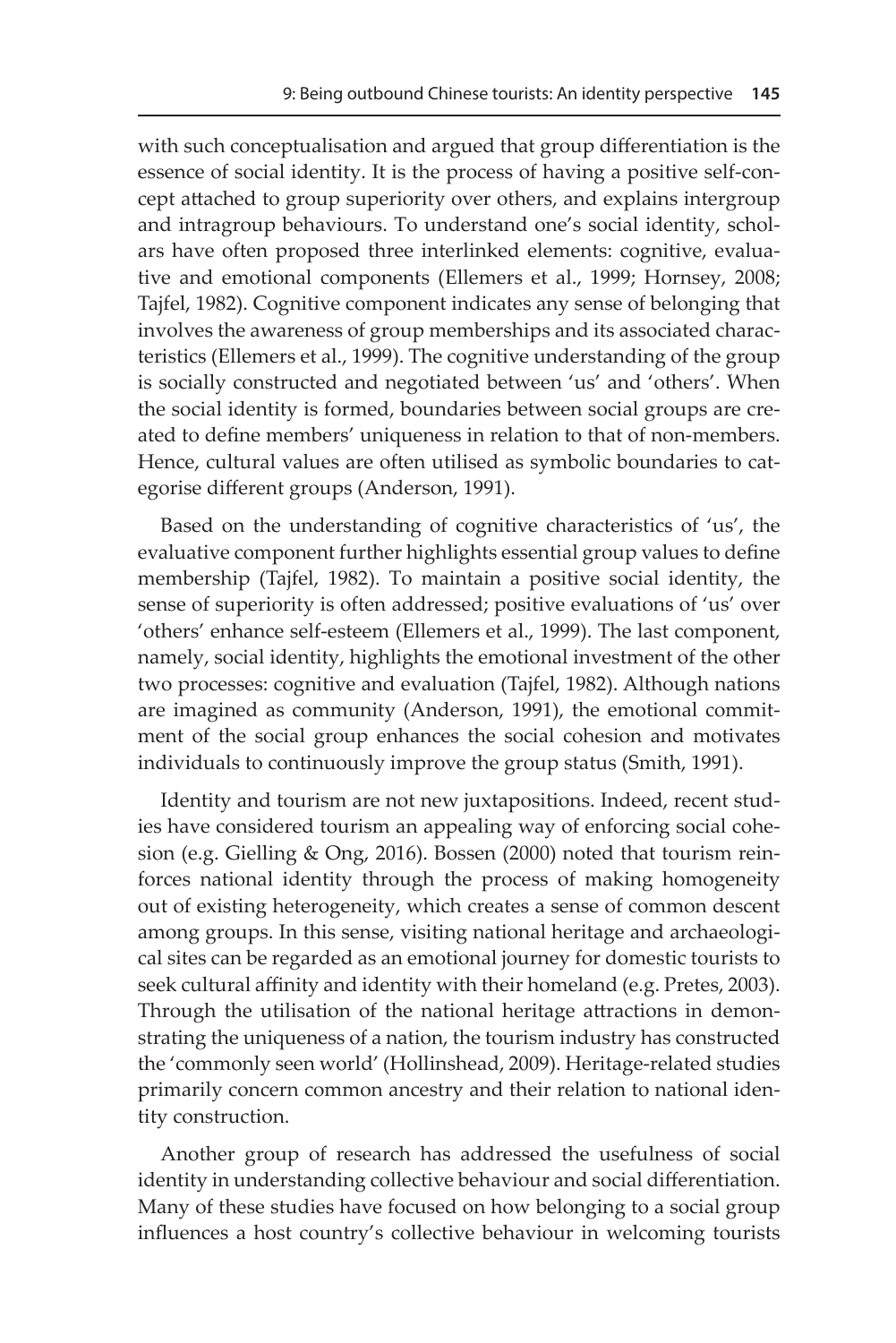with such conceptualisation and argued that group differentiation is the essence of social identity. It is the process of having a positive self-concept attached to group superiority over others, and explains intergroup and intragroup behaviours. To understand one's social identity, scholars have often proposed three interlinked elements: cognitive, evaluative and emotional components (Ellemers et al., 1999; Hornsey, 2008; Tajfel, 1982). Cognitive component indicates any sense of belonging that involves the awareness of group memberships and its associated characteristics (Ellemers et al., 1999). The cognitive understanding of the group is socially constructed and negotiated between 'us' and 'others'. When the social identity is formed, boundaries between social groups are created to define members' uniqueness in relation to that of non-members. Hence, cultural values are often utilised as symbolic boundaries to categorise different groups (Anderson, 1991).

Based on the understanding of cognitive characteristics of 'us', the evaluative component further highlights essential group values to define membership (Tajfel, 1982). To maintain a positive social identity, the sense of superiority is often addressed; positive evaluations of 'us' over 'others' enhance self-esteem (Ellemers et al., 1999). The last component, namely, social identity, highlights the emotional investment of the other two processes: cognitive and evaluation (Tajfel, 1982). Although nations are imagined as community (Anderson, 1991), the emotional commitment of the social group enhances the social cohesion and motivates individuals to continuously improve the group status (Smith, 1991).

Identity and tourism are not new juxtapositions. Indeed, recent studies have considered tourism an appealing way of enforcing social cohesion (e.g. Gielling & Ong, 2016). Bossen (2000) noted that tourism reinforces national identity through the process of making homogeneity out of existing heterogeneity, which creates a sense of common descent among groups. In this sense, visiting national heritage and archaeological sites can be regarded as an emotional journey for domestic tourists to seek cultural affinity and identity with their homeland (e.g. Pretes, 2003). Through the utilisation of the national heritage attractions in demonstrating the uniqueness of a nation, the tourism industry has constructed the 'commonly seen world' (Hollinshead, 2009). Heritage-related studies primarily concern common ancestry and their relation to national identity construction.

Another group of research has addressed the usefulness of social identity in understanding collective behaviour and social differentiation. Many of these studies have focused on how belonging to a social group influences a host country's collective behaviour in welcoming tourists